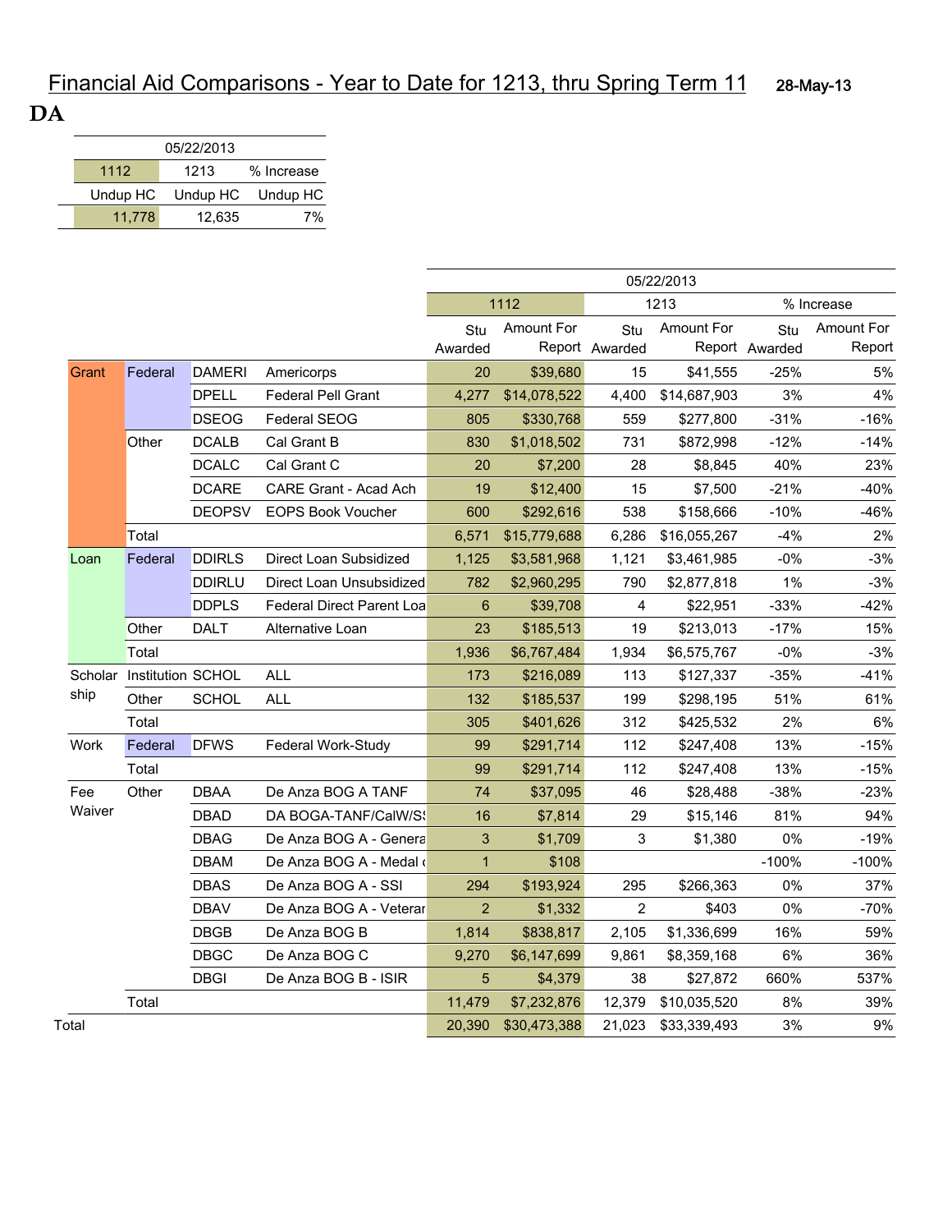# Financial Aid Comparisons - Year to Date for 1213, thru Spring Term 11

28-May-13

**DA**

| 05/22/2013 | | |
|---|---|---|
| 1112 | 1213 | % Increase |
| Undup HC | Undup HC | Undup HC |
| 11,778 | 12,635 | 7% |

| | | | | 05/22/2013 | | | | | |
|---|---|---|---|---|---|---|---|---|---|
| | | | | 1112 | | 1213 | | % Increase | |
| | | | | Stu Awarded | Amount For Report | Stu Awarded | Amount For Report | Stu Awarded | Amount For Report |
| Grant | Federal | DAMERI | Americorps | 20 | $39,680 | 15 | $41,555 | -25% | 5% |
| | | DPELL | Federal Pell Grant | 4,277 | $14,078,522 | 4,400 | $14,687,903 | 3% | 4% |
| | | DSEOG | Federal SEOG | 805 | $330,768 | 559 | $277,800 | -31% | -16% |
| | Other | DCALB | Cal Grant B | 830 | $1,018,502 | 731 | $872,998 | -12% | -14% |
| | | DCALC | Cal Grant C | 20 | $7,200 | 28 | $8,845 | 40% | 23% |
| | | DCARE | CARE Grant - Acad Ach | 19 | $12,400 | 15 | $7,500 | -21% | -40% |
| | | DEOPSV | EOPS Book Voucher | 600 | $292,616 | 538 | $158,666 | -10% | -46% |
| | Total | | | 6,571 | $15,779,688 | 6,286 | $16,055,267 | -4% | 2% |
| Loan | Federal | DDIRLS | Direct Loan Subsidized | 1,125 | $3,581,968 | 1,121 | $3,461,985 | -0% | -3% |
| | | DDIRLU | Direct Loan Unsubsidized | 782 | $2,960,295 | 790 | $2,877,818 | 1% | -3% |
| | | DDPLS | Federal Direct Parent Loa | 6 | $39,708 | 4 | $22,951 | -33% | -42% |
| | Other | DALT | Alternative Loan | 23 | $185,513 | 19 | $213,013 | -17% | 15% |
| | Total | | | 1,936 | $6,767,484 | 1,934 | $6,575,767 | -0% | -3% |
| Scholar ship | Institution | SCHOL | ALL | 173 | $216,089 | 113 | $127,337 | -35% | -41% |
| | Other | SCHOL | ALL | 132 | $185,537 | 199 | $298,195 | 51% | 61% |
| | Total | | | 305 | $401,626 | 312 | $425,532 | 2% | 6% |
| Work | Federal | DFWS | Federal Work-Study | 99 | $291,714 | 112 | $247,408 | 13% | -15% |
| | Total | | | 99 | $291,714 | 112 | $247,408 | 13% | -15% |
| Fee Waiver | Other | DBAA | De Anza BOG A TANF | 74 | $37,095 | 46 | $28,488 | -38% | -23% |
| | | DBAD | DA BOGA-TANF/CalW/S | 16 | $7,814 | 29 | $15,146 | 81% | 94% |
| | | DBAG | De Anza BOG A - Genera | 3 | $1,709 | 3 | $1,380 | 0% | -19% |
| | | DBAM | De Anza BOG A - Medal | 1 | $108 | | | -100% | -100% |
| | | DBAS | De Anza BOG A - SSI | 294 | $193,924 | 295 | $266,363 | 0% | 37% |
| | | DBAV | De Anza BOG A - Veterar | 2 | $1,332 | 2 | $403 | 0% | -70% |
| | | DBGB | De Anza BOG B | 1,814 | $838,817 | 2,105 | $1,336,699 | 16% | 59% |
| | | DBGC | De Anza BOG C | 9,270 | $6,147,699 | 9,861 | $8,359,168 | 6% | 36% |
| | | DBGI | De Anza BOG B - ISIR | 5 | $4,379 | 38 | $27,872 | 660% | 537% |
| | Total | | | 11,479 | $7,232,876 | 12,379 | $10,035,520 | 8% | 39% |
| Total | | | | 20,390 | $30,473,388 | 21,023 | $33,339,493 | 3% | 9% |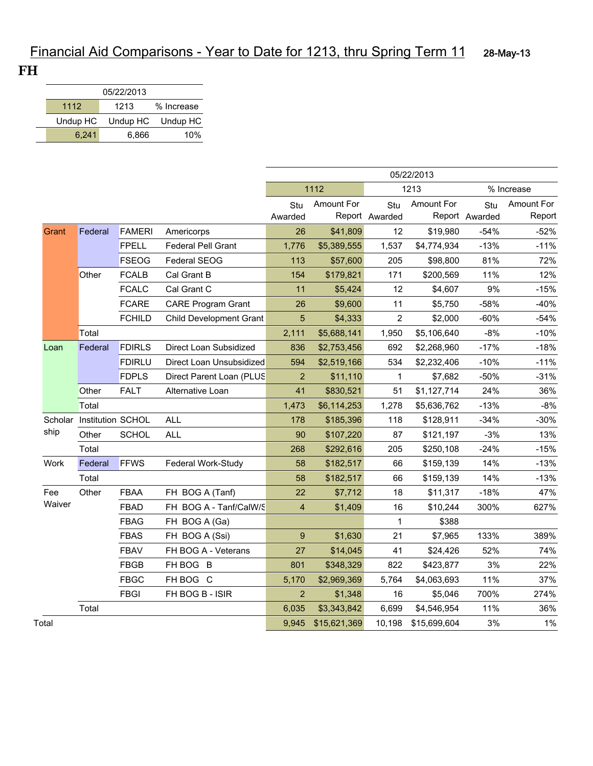# Financial Aid Comparisons - Year to Date for 1213, thru Spring Term 11

28-May-13

**FH**

| 05/22/2013 | | |
|---|---|---|
| 1112 | 1213 | % Increase |
| Undup HC | Undup HC | Undup HC |
| 6,241 | 6,866 | 10% |

| | | | | 05/22/2013 | | | | | |
|---|---|---|---|---|---|---|---|---|---|
| | | | | 1112 | | 1213 | | % Increase | |
| | | | | Stu Awarded | Amount For Report | Stu Awarded | Amount For Report | Stu Awarded | Amount For Report |
| Grant | Federal | FAMERI | Americorps | 26 | $41,809 | 12 | $19,980 | -54% | -52% |
| | | FPELL | Federal Pell Grant | 1,776 | $5,389,555 | 1,537 | $4,774,934 | -13% | -11% |
| | | FSEOG | Federal SEOG | 113 | $57,600 | 205 | $98,800 | 81% | 72% |
| | Other | FCALB | Cal Grant B | 154 | $179,821 | 171 | $200,569 | 11% | 12% |
| | | FCALC | Cal Grant C | 11 | $5,424 | 12 | $4,607 | 9% | -15% |
| | | FCARE | CARE Program Grant | 26 | $9,600 | 11 | $5,750 | -58% | -40% |
| | | FCHILD | Child Development Grant | 5 | $4,333 | 2 | $2,000 | -60% | -54% |
| | Total | | | 2,111 | $5,688,141 | 1,950 | $5,106,640 | -8% | -10% |
| Loan | Federal | FDIRLS | Direct Loan Subsidized | 836 | $2,753,456 | 692 | $2,268,960 | -17% | -18% |
| | | FDIRLU | Direct Loan Unsubsidized | 594 | $2,519,166 | 534 | $2,232,406 | -10% | -11% |
| | | FDPLS | Direct Parent Loan (PLUS | 2 | $11,110 | 1 | $7,682 | -50% | -31% |
| | Other | FALT | Alternative Loan | 41 | $830,521 | 51 | $1,127,714 | 24% | 36% |
| | Total | | | 1,473 | $6,114,253 | 1,278 | $5,636,762 | -13% | -8% |
| Scholarship | Institution | SCHOL | ALL | 178 | $185,396 | 118 | $128,911 | -34% | -30% |
| | Other | SCHOL | ALL | 90 | $107,220 | 87 | $121,197 | -3% | 13% |
| | Total | | | 268 | $292,616 | 205 | $250,108 | -24% | -15% |
| Work | Federal | FFWS | Federal Work-Study | 58 | $182,517 | 66 | $159,139 | 14% | -13% |
| | Total | | | 58 | $182,517 | 66 | $159,139 | 14% | -13% |
| Fee Waiver | Other | FBAA | FH BOG A (Tanf) | 22 | $7,712 | 18 | $11,317 | -18% | 47% |
| | | FBAD | FH BOG A - Tanf/CalW/S | 4 | $1,409 | 16 | $10,244 | 300% | 627% |
| | | FBAG | FH BOG A (Ga) | | | 1 | $388 | | |
| | | FBAS | FH BOG A (Ssi) | 9 | $1,630 | 21 | $7,965 | 133% | 389% |
| | | FBAV | FH BOG A - Veterans | 27 | $14,045 | 41 | $24,426 | 52% | 74% |
| | | FBGB | FH BOG B | 801 | $348,329 | 822 | $423,877 | 3% | 22% |
| | | FBGC | FH BOG C | 5,170 | $2,969,369 | 5,764 | $4,063,693 | 11% | 37% |
| | | FBGI | FH BOG B - ISIR | 2 | $1,348 | 16 | $5,046 | 700% | 274% |
| | Total | | | 6,035 | $3,343,842 | 6,699 | $4,546,954 | 11% | 36% |
| Total | | | | 9,945 | $15,621,369 | 10,198 | $15,699,604 | 3% | 1% |